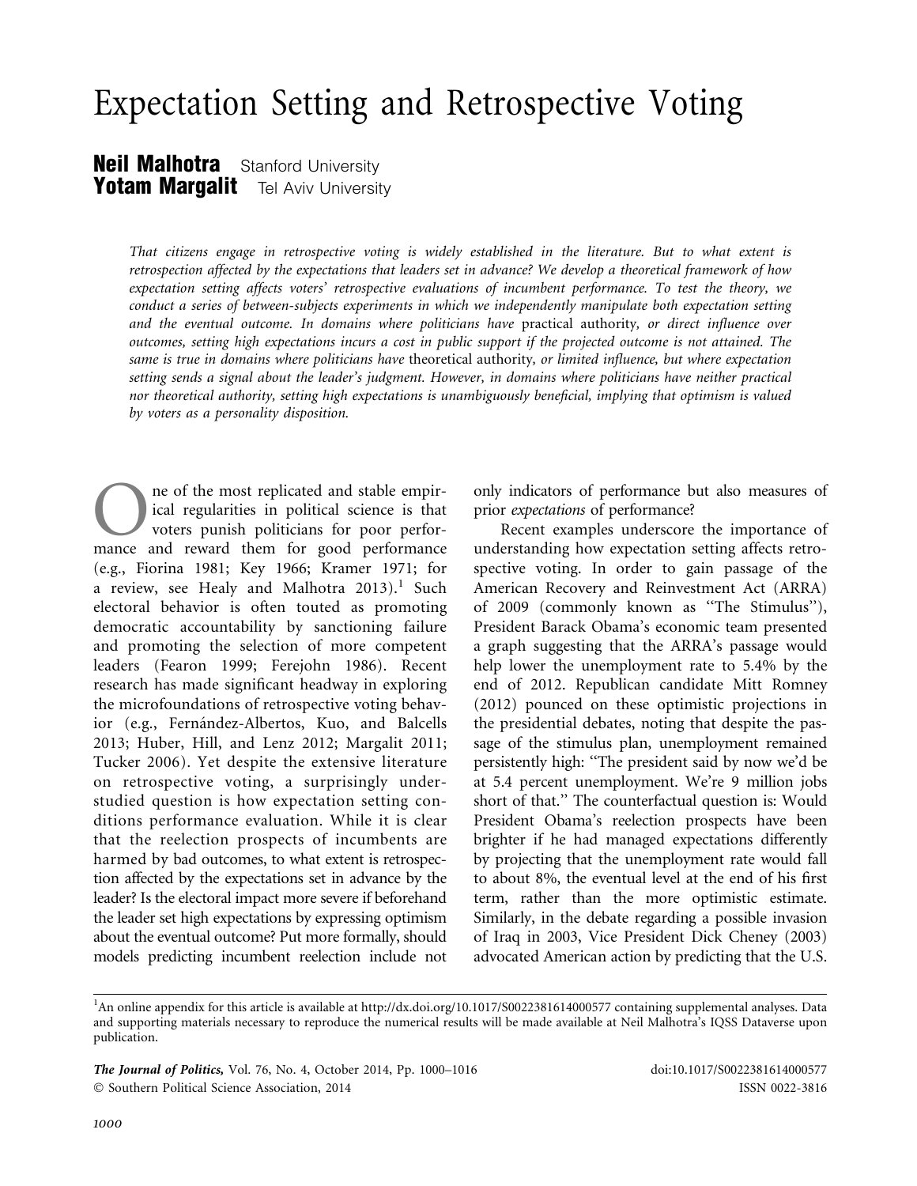# Expectation Setting and Retrospective Voting

**Neil Malhotra** Stanford University
**Yotam Margalit** Tel Aviv University

*That citizens engage in retrospective voting is widely established in the literature. But to what extent is retrospection affected by the expectations that leaders set in advance? We develop a theoretical framework of how expectation setting affects voters' retrospective evaluations of incumbent performance. To test the theory, we conduct a series of between-subjects experiments in which we independently manipulate both expectation setting and the eventual outcome. In domains where politicians have* practical *authority, or direct influence over outcomes, setting high expectations incurs a cost in public support if the projected outcome is not attained. The same is true in domains where politicians have* theoretical *authority, or limited influence, but where expectation setting sends a signal about the leader's judgment. However, in domains where politicians have neither practical nor theoretical authority, setting high expectations is unambiguously beneficial, implying that optimism is valued by voters as a personality disposition.*

One of the most replicated and stable empirical regularities in political science is that voters punish politicians for poor performance and reward them for good performance (e.g., Fiorina 1981; Key 1966; Kramer 1971; for a review, see Healy and Malhotra 2013).[1] Such electoral behavior is often touted as promoting democratic accountability by sanctioning failure and promoting the selection of more competent leaders (Fearon 1999; Ferejohn 1986). Recent research has made significant headway in exploring the microfoundations of retrospective voting behavior (e.g., Fernández-Albertos, Kuo, and Balcells 2013; Huber, Hill, and Lenz 2012; Margalit 2011; Tucker 2006). Yet despite the extensive literature on retrospective voting, a surprisingly understudied question is how expectation setting conditions performance evaluation. While it is clear that the reelection prospects of incumbents are harmed by bad outcomes, to what extent is retrospection affected by the expectations set in advance by the leader? Is the electoral impact more severe if beforehand the leader set high expectations by expressing optimism about the eventual outcome? Put more formally, should models predicting incumbent reelection include not only indicators of performance but also measures of prior *expectations* of performance?

Recent examples underscore the importance of understanding how expectation setting affects retrospective voting. In order to gain passage of the American Recovery and Reinvestment Act (ARRA) of 2009 (commonly known as "The Stimulus"), President Barack Obama's economic team presented a graph suggesting that the ARRA's passage would help lower the unemployment rate to 5.4% by the end of 2012. Republican candidate Mitt Romney (2012) pounced on these optimistic projections in the presidential debates, noting that despite the passage of the stimulus plan, unemployment remained persistently high: "The president said by now we'd be at 5.4 percent unemployment. We're 9 million jobs short of that." The counterfactual question is: Would President Obama's reelection prospects have been brighter if he had managed expectations differently by projecting that the unemployment rate would fall to about 8%, the eventual level at the end of his first term, rather than the more optimistic estimate. Similarly, in the debate regarding a possible invasion of Iraq in 2003, Vice President Dick Cheney (2003) advocated American action by predicting that the U.S.

[1]An online appendix for this article is available at http://dx.doi.org/10.1017/S0022381614000577 containing supplemental analyses. Data and supporting materials necessary to reproduce the numerical results will be made available at Neil Malhotra's IQSS Dataverse upon publication.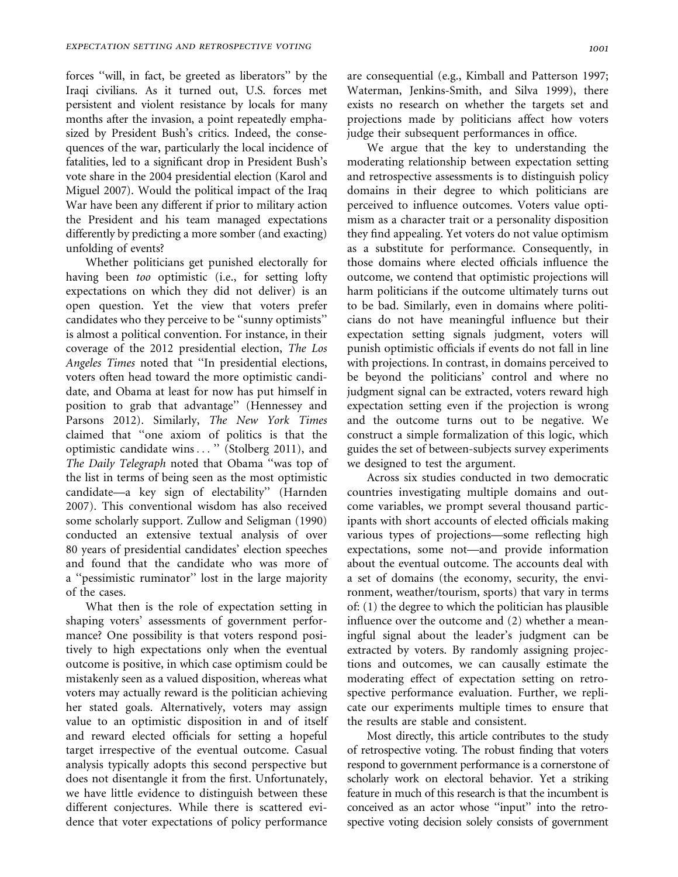forces "will, in fact, be greeted as liberators" by the Iraqi civilians. As it turned out, U.S. forces met persistent and violent resistance by locals for many months after the invasion, a point repeatedly emphasized by President Bush's critics. Indeed, the consequences of the war, particularly the local incidence of fatalities, led to a significant drop in President Bush's vote share in the 2004 presidential election (Karol and Miguel 2007). Would the political impact of the Iraq War have been any different if prior to military action the President and his team managed expectations differently by predicting a more somber (and exacting) unfolding of events?

Whether politicians get punished electorally for having been *too* optimistic (i.e., for setting lofty expectations on which they did not deliver) is an open question. Yet the view that voters prefer candidates who they perceive to be "sunny optimists" is almost a political convention. For instance, in their coverage of the 2012 presidential election, *The Los Angeles Times* noted that "In presidential elections, voters often head toward the more optimistic candidate, and Obama at least for now has put himself in position to grab that advantage" (Hennessey and Parsons 2012). Similarly, *The New York Times* claimed that "one axiom of politics is that the optimistic candidate wins . . . " (Stolberg 2011), and *The Daily Telegraph* noted that Obama "was top of the list in terms of being seen as the most optimistic candidate—a key sign of electability" (Harnden 2007). This conventional wisdom has also received some scholarly support. Zullow and Seligman (1990) conducted an extensive textual analysis of over 80 years of presidential candidates' election speeches and found that the candidate who was more of a "pessimistic ruminator" lost in the large majority of the cases.

What then is the role of expectation setting in shaping voters' assessments of government performance? One possibility is that voters respond positively to high expectations only when the eventual outcome is positive, in which case optimism could be mistakenly seen as a valued disposition, whereas what voters may actually reward is the politician achieving her stated goals. Alternatively, voters may assign value to an optimistic disposition in and of itself and reward elected officials for setting a hopeful target irrespective of the eventual outcome. Casual analysis typically adopts this second perspective but does not disentangle it from the first. Unfortunately, we have little evidence to distinguish between these different conjectures. While there is scattered evidence that voter expectations of policy performance are consequential (e.g., Kimball and Patterson 1997; Waterman, Jenkins-Smith, and Silva 1999), there exists no research on whether the targets set and projections made by politicians affect how voters judge their subsequent performances in office.

We argue that the key to understanding the moderating relationship between expectation setting and retrospective assessments is to distinguish policy domains in their degree to which politicians are perceived to influence outcomes. Voters value optimism as a character trait or a personality disposition they find appealing. Yet voters do not value optimism as a substitute for performance. Consequently, in those domains where elected officials influence the outcome, we contend that optimistic projections will harm politicians if the outcome ultimately turns out to be bad. Similarly, even in domains where politicians do not have meaningful influence but their expectation setting signals judgment, voters will punish optimistic officials if events do not fall in line with projections. In contrast, in domains perceived to be beyond the politicians' control and where no judgment signal can be extracted, voters reward high expectation setting even if the projection is wrong and the outcome turns out to be negative. We construct a simple formalization of this logic, which guides the set of between-subjects survey experiments we designed to test the argument.

Across six studies conducted in two democratic countries investigating multiple domains and outcome variables, we prompt several thousand participants with short accounts of elected officials making various types of projections—some reflecting high expectations, some not—and provide information about the eventual outcome. The accounts deal with a set of domains (the economy, security, the environment, weather/tourism, sports) that vary in terms of: (1) the degree to which the politician has plausible influence over the outcome and (2) whether a meaningful signal about the leader's judgment can be extracted by voters. By randomly assigning projections and outcomes, we can causally estimate the moderating effect of expectation setting on retrospective performance evaluation. Further, we replicate our experiments multiple times to ensure that the results are stable and consistent.

Most directly, this article contributes to the study of retrospective voting. The robust finding that voters respond to government performance is a cornerstone of scholarly work on electoral behavior. Yet a striking feature in much of this research is that the incumbent is conceived as an actor whose "input" into the retrospective voting decision solely consists of government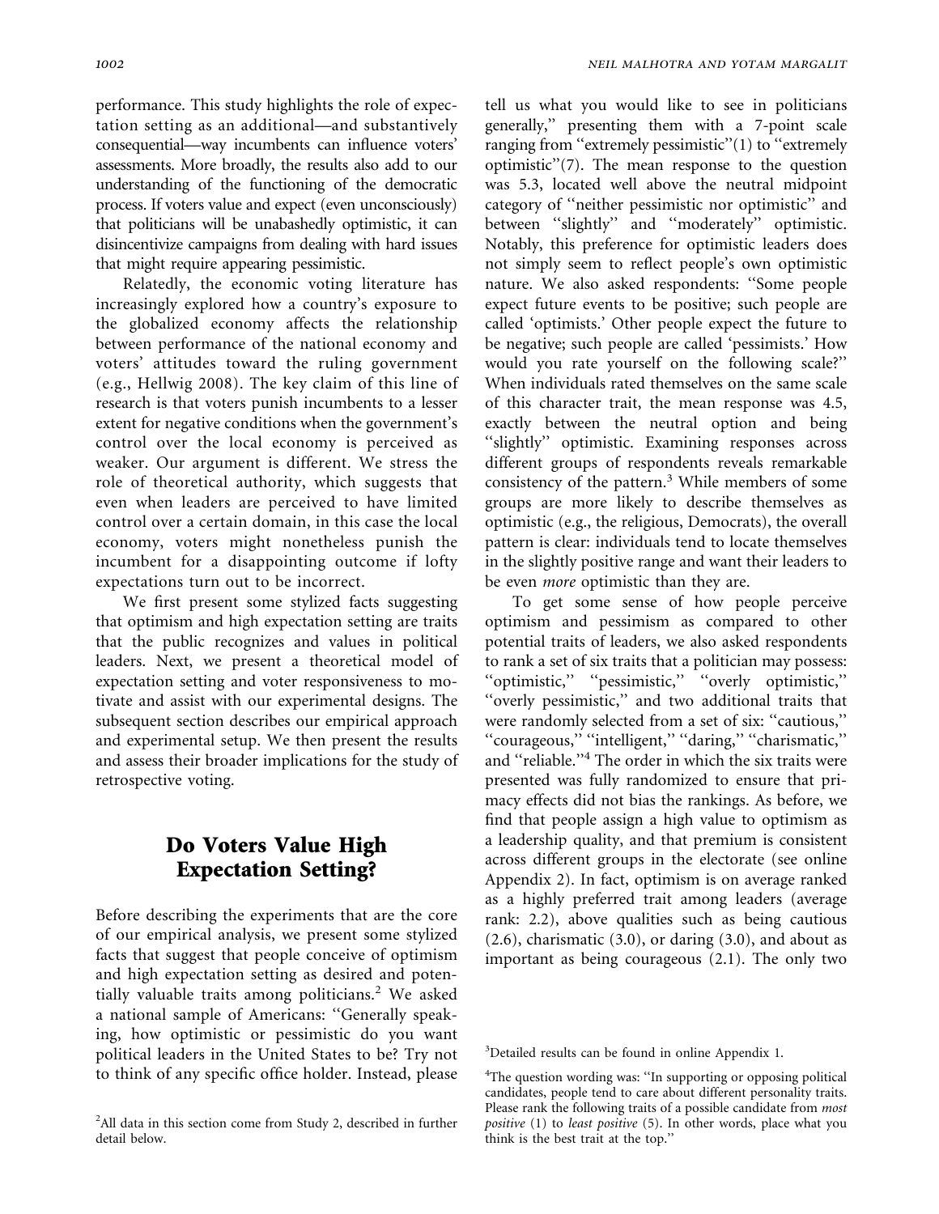performance. This study highlights the role of expectation setting as an additional—and substantively consequential—way incumbents can influence voters' assessments. More broadly, the results also add to our understanding of the functioning of the democratic process. If voters value and expect (even unconsciously) that politicians will be unabashedly optimistic, it can disincentivize campaigns from dealing with hard issues that might require appearing pessimistic.

Relatedly, the economic voting literature has increasingly explored how a country's exposure to the globalized economy affects the relationship between performance of the national economy and voters' attitudes toward the ruling government (e.g., Hellwig 2008). The key claim of this line of research is that voters punish incumbents to a lesser extent for negative conditions when the government's control over the local economy is perceived as weaker. Our argument is different. We stress the role of theoretical authority, which suggests that even when leaders are perceived to have limited control over a certain domain, in this case the local economy, voters might nonetheless punish the incumbent for a disappointing outcome if lofty expectations turn out to be incorrect.

We first present some stylized facts suggesting that optimism and high expectation setting are traits that the public recognizes and values in political leaders. Next, we present a theoretical model of expectation setting and voter responsiveness to motivate and assist with our experimental designs. The subsequent section describes our empirical approach and experimental setup. We then present the results and assess their broader implications for the study of retrospective voting.

## Do Voters Value High Expectation Setting?

Before describing the experiments that are the core of our empirical analysis, we present some stylized facts that suggest that people conceive of optimism and high expectation setting as desired and potentially valuable traits among politicians.[2] We asked a national sample of Americans: "Generally speaking, how optimistic or pessimistic do you want political leaders in the United States to be? Try not to think of any specific office holder. Instead, please tell us what you would like to see in politicians generally," presenting them with a 7-point scale ranging from "extremely pessimistic"(1) to "extremely optimistic"(7). The mean response to the question was 5.3, located well above the neutral midpoint category of "neither pessimistic nor optimistic" and between "slightly" and "moderately" optimistic. Notably, this preference for optimistic leaders does not simply seem to reflect people's own optimistic nature. We also asked respondents: "Some people expect future events to be positive; such people are called 'optimists.' Other people expect the future to be negative; such people are called 'pessimists.' How would you rate yourself on the following scale?" When individuals rated themselves on the same scale of this character trait, the mean response was 4.5, exactly between the neutral option and being "slightly" optimistic. Examining responses across different groups of respondents reveals remarkable consistency of the pattern.[3] While members of some groups are more likely to describe themselves as optimistic (e.g., the religious, Democrats), the overall pattern is clear: individuals tend to locate themselves in the slightly positive range and want their leaders to be even *more* optimistic than they are.

To get some sense of how people perceive optimism and pessimism as compared to other potential traits of leaders, we also asked respondents to rank a set of six traits that a politician may possess: "optimistic," "pessimistic," "overly optimistic," "overly pessimistic," and two additional traits that were randomly selected from a set of six: "cautious," "courageous," "intelligent," "daring," "charismatic," and "reliable."[4] The order in which the six traits were presented was fully randomized to ensure that primacy effects did not bias the rankings. As before, we find that people assign a high value to optimism as a leadership quality, and that premium is consistent across different groups in the electorate (see online Appendix 2). In fact, optimism is on average ranked as a highly preferred trait among leaders (average rank: 2.2), above qualities such as being cautious (2.6), charismatic (3.0), or daring (3.0), and about as important as being courageous (2.1). The only two

[2]All data in this section come from Study 2, described in further detail below.

[3]Detailed results can be found in online Appendix 1.

[4]The question wording was: "In supporting or opposing political candidates, people tend to care about different personality traits. Please rank the following traits of a possible candidate from *most positive* (1) to *least positive* (5). In other words, place what you think is the best trait at the top."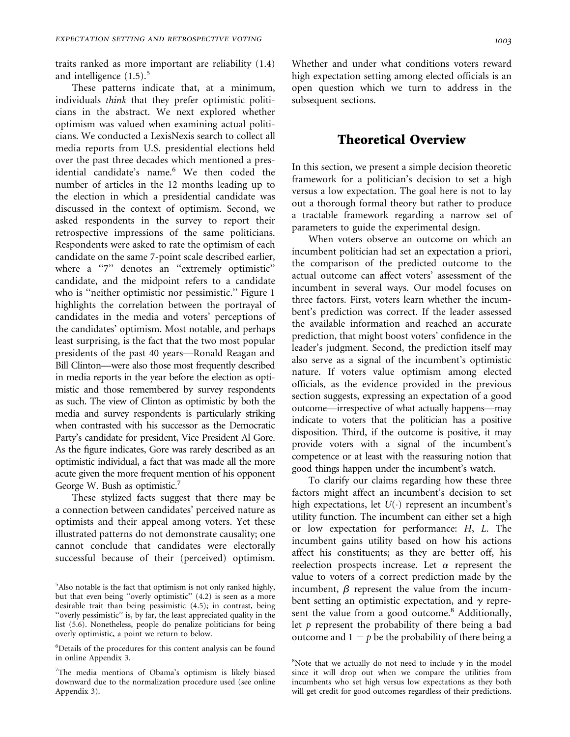traits ranked as more important are reliability (1.4) and intelligence (1.5).[5]

These patterns indicate that, at a minimum, individuals *think* that they prefer optimistic politicians in the abstract. We next explored whether optimism was valued when examining actual politicians. We conducted a LexisNexis search to collect all media reports from U.S. presidential elections held over the past three decades which mentioned a presidential candidate's name.[6] We then coded the number of articles in the 12 months leading up to the election in which a presidential candidate was discussed in the context of optimism. Second, we asked respondents in the survey to report their retrospective impressions of the same politicians. Respondents were asked to rate the optimism of each candidate on the same 7-point scale described earlier, where a "7" denotes an "extremely optimistic" candidate, and the midpoint refers to a candidate who is "neither optimistic nor pessimistic." Figure 1 highlights the correlation between the portrayal of candidates in the media and voters' perceptions of the candidates' optimism. Most notable, and perhaps least surprising, is the fact that the two most popular presidents of the past 40 years—Ronald Reagan and Bill Clinton—were also those most frequently described in media reports in the year before the election as optimistic and those remembered by survey respondents as such. The view of Clinton as optimistic by both the media and survey respondents is particularly striking when contrasted with his successor as the Democratic Party's candidate for president, Vice President Al Gore. As the figure indicates, Gore was rarely described as an optimistic individual, a fact that was made all the more acute given the more frequent mention of his opponent George W. Bush as optimistic.[7]

These stylized facts suggest that there may be a connection between candidates' perceived nature as optimists and their appeal among voters. Yet these illustrated patterns do not demonstrate causality; one cannot conclude that candidates were electorally successful because of their (perceived) optimism. Whether and under what conditions voters reward high expectation setting among elected officials is an open question which we turn to address in the subsequent sections.

## Theoretical Overview

In this section, we present a simple decision theoretic framework for a politician's decision to set a high versus a low expectation. The goal here is not to lay out a thorough formal theory but rather to produce a tractable framework regarding a narrow set of parameters to guide the experimental design.

When voters observe an outcome on which an incumbent politician had set an expectation a priori, the comparison of the predicted outcome to the actual outcome can affect voters' assessment of the incumbent in several ways. Our model focuses on three factors. First, voters learn whether the incumbent's prediction was correct. If the leader assessed the available information and reached an accurate prediction, that might boost voters' confidence in the leader's judgment. Second, the prediction itself may also serve as a signal of the incumbent's optimistic nature. If voters value optimism among elected officials, as the evidence provided in the previous section suggests, expressing an expectation of a good outcome—irrespective of what actually happens—may indicate to voters that the politician has a positive disposition. Third, if the outcome is positive, it may provide voters with a signal of the incumbent's competence or at least with the reassuring notion that good things happen under the incumbent's watch.

To clarify our claims regarding how these three factors might affect an incumbent's decision to set high expectations, let $U(\cdot)$ represent an incumbent's utility function. The incumbent can either set a high or low expectation for performance: $H$, $L$. The incumbent gains utility based on how his actions affect his constituents; as they are better off, his reelection prospects increase. Let $\alpha$ represent the value to voters of a correct prediction made by the incumbent, $\beta$ represent the value from the incumbent setting an optimistic expectation, and $\gamma$ represent the value from a good outcome.[8] Additionally, let $p$ represent the probability of there being a bad outcome and $1 - p$ be the probability of there being a

[5]Also notable is the fact that optimism is not only ranked highly, but that even being "overly optimistic" (4.2) is seen as a more desirable trait than being pessimistic (4.5); in contrast, being "overly pessimistic" is, by far, the least appreciated quality in the list (5.6). Nonetheless, people do penalize politicians for being overly optimistic, a point we return to below.

[6]Details of the procedures for this content analysis can be found in online Appendix 3.

[7]The media mentions of Obama's optimism is likely biased downward due to the normalization procedure used (see online Appendix 3).

[8]Note that we actually do not need to include $\gamma$ in the model since it will drop out when we compare the utilities from incumbents who set high versus low expectations as they both will get credit for good outcomes regardless of their predictions.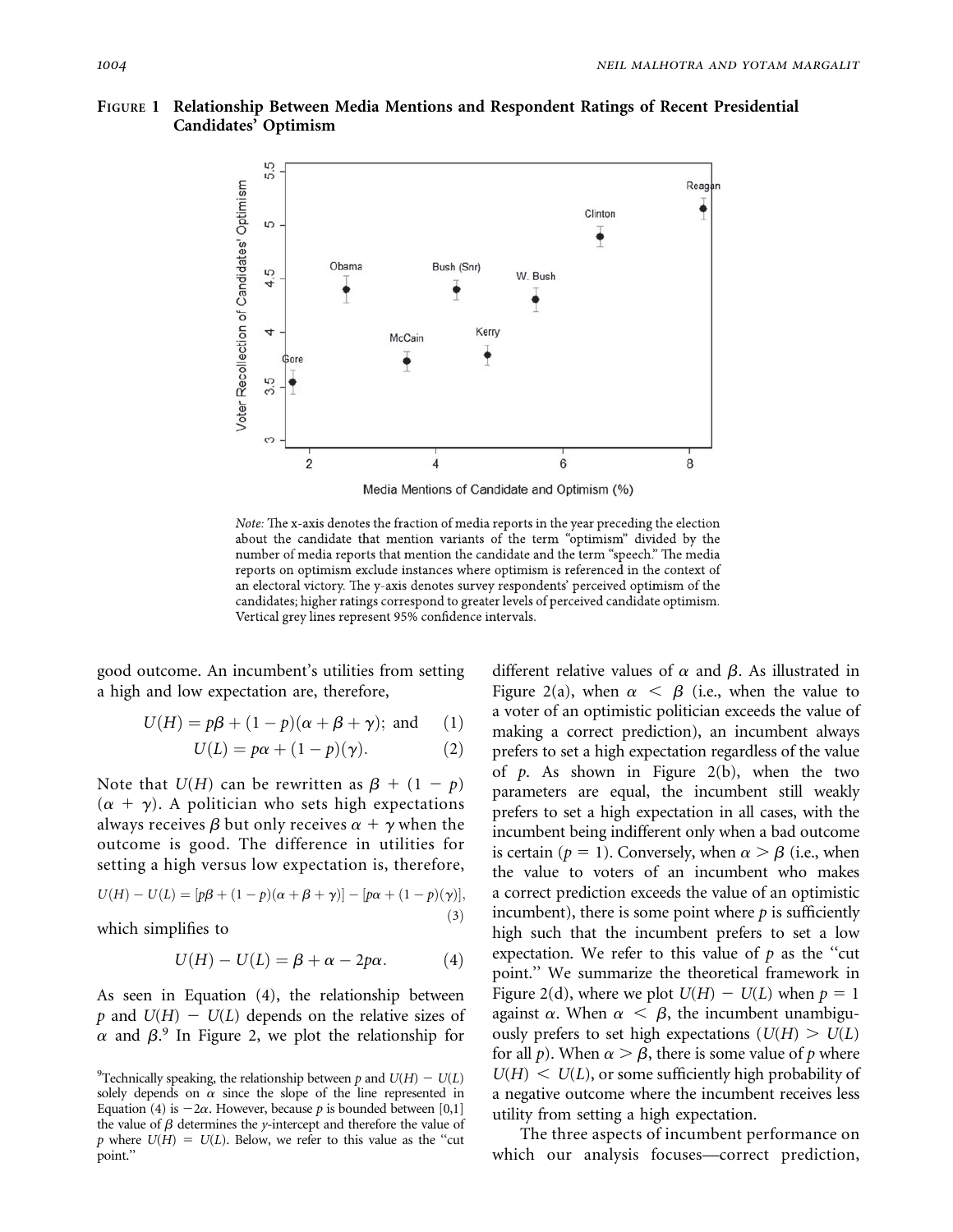**FIGURE 1 Relationship Between Media Mentions and Respondent Ratings of Recent Presidential Candidates' Optimism**

*Note:* The x-axis denotes the fraction of media reports in the year preceding the election about the candidate that mention variants of the term "optimism" divided by the number of media reports that mention the candidate and the term "speech." The media reports on optimism exclude instances where optimism is referenced in the context of an electoral victory. The y-axis denotes survey respondents' perceived optimism of the candidates; higher ratings correspond to greater levels of perceived candidate optimism. Vertical grey lines represent 95% confidence intervals.

good outcome. An incumbent's utilities from setting a high and low expectation are, therefore,

$$U(H) = p\beta + (1 - p)(\alpha + \beta + \gamma); \text{ and} \quad (1)$$

$$U(L) = p\alpha + (1 - p)(\gamma). \quad (2)$$

Note that $U(H)$ can be rewritten as $\beta + (1 - p)(\alpha + \gamma)$. A politician who sets high expectations always receives $\beta$ but only receives $\alpha + \gamma$ when the outcome is good. The difference in utilities for setting a high versus low expectation is, therefore,

$$U(H) - U(L) = [p\beta + (1 - p)(\alpha + \beta + \gamma)] - [p\alpha + (1 - p)(\gamma)], \quad (3)$$

which simplifies to

$$U(H) - U(L) = \beta + \alpha - 2p\alpha. \quad (4)$$

As seen in Equation (4), the relationship between $p$ and $U(H) - U(L)$ depends on the relative sizes of $\alpha$ and $\beta$.[9] In Figure 2, we plot the relationship for different relative values of $\alpha$ and $\beta$. As illustrated in Figure 2(a), when $\alpha < \beta$ (i.e., when the value to a voter of an optimistic politician exceeds the value of making a correct prediction), an incumbent always prefers to set a high expectation regardless of the value of $p$. As shown in Figure 2(b), when the two parameters are equal, the incumbent still weakly prefers to set a high expectation in all cases, with the incumbent being indifferent only when a bad outcome is certain ($p = 1$). Conversely, when $\alpha > \beta$ (i.e., when the value to voters of an incumbent who makes a correct prediction exceeds the value of an optimistic incumbent), there is some point where $p$ is sufficiently high such that the incumbent prefers to set a low expectation. We refer to this value of $p$ as the "cut point." We summarize the theoretical framework in Figure 2(d), where we plot $U(H) - U(L)$ when $p = 1$ against $\alpha$. When $\alpha < \beta$, the incumbent unambiguously prefers to set high expectations ($U(H) > U(L)$ for all $p$). When $\alpha > \beta$, there is some value of $p$ where $U(H) < U(L)$, or some sufficiently high probability of a negative outcome where the incumbent receives less utility from setting a high expectation.

The three aspects of incumbent performance on which our analysis focuses—correct prediction,

[9] Technically speaking, the relationship between $p$ and $U(H) - U(L)$ solely depends on $\alpha$ since the slope of the line represented in Equation (4) is $-2\alpha$. However, because $p$ is bounded between [0,1] the value of $\beta$ determines the $y$-intercept and therefore the value of $p$ where $U(H) = U(L)$. Below, we refer to this value as the "cut point."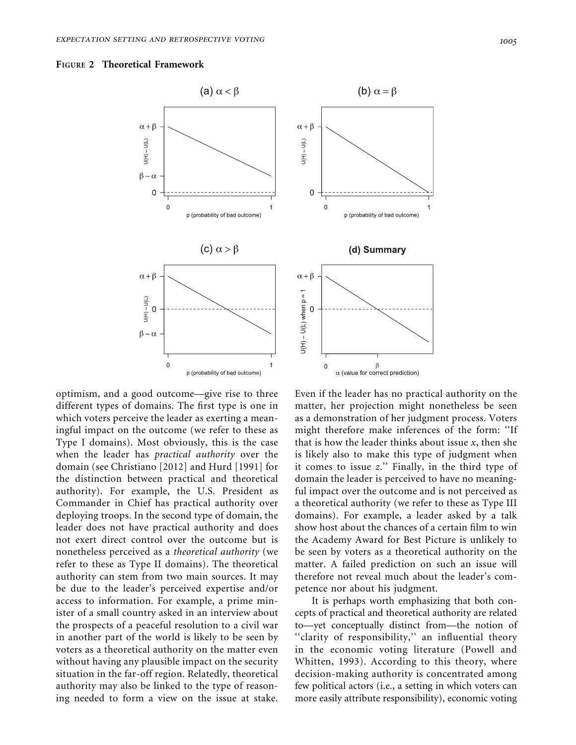**Figure 2 Theoretical Framework**

optimism, and a good outcome—give rise to three different types of domains. The first type is one in which voters perceive the leader as exerting a meaningful impact on the outcome (we refer to these as Type I domains). Most obviously, this is the case when the leader has *practical authority* over the domain (see Christiano [2012] and Hurd [1991] for the distinction between practical and theoretical authority). For example, the U.S. President as Commander in Chief has practical authority over deploying troops. In the second type of domain, the leader does not have practical authority and does not exert direct control over the outcome but is nonetheless perceived as a *theoretical authority* (we refer to these as Type II domains). The theoretical authority can stem from two main sources. It may be due to the leader's perceived expertise and/or access to information. For example, a prime minister of a small country asked in an interview about the prospects of a peaceful resolution to a civil war in another part of the world is likely to be seen by voters as a theoretical authority on the matter even without having any plausible impact on the security situation in the far-off region. Relatedly, theoretical authority may also be linked to the type of reasoning needed to form a view on the issue at stake. Even if the leader has no practical authority on the matter, her projection might nonetheless be seen as a demonstration of her judgment process. Voters might therefore make inferences of the form: ''If that is how the leader thinks about issue *x*, then she is likely also to make this type of judgment when it comes to issue *z*.'' Finally, in the third type of domain the leader is perceived to have no meaningful impact over the outcome and is not perceived as a theoretical authority (we refer to these as Type III domains). For example, a leader asked by a talk show host about the chances of a certain film to win the Academy Award for Best Picture is unlikely to be seen by voters as a theoretical authority on the matter. A failed prediction on such an issue will therefore not reveal much about the leader's competence nor about his judgment.

It is perhaps worth emphasizing that both concepts of practical and theoretical authority are related to—yet conceptually distinct from—the notion of ''clarity of responsibility,'' an influential theory in the economic voting literature (Powell and Whitten, 1993). According to this theory, where decision-making authority is concentrated among few political actors (i.e., a setting in which voters can more easily attribute responsibility), economic voting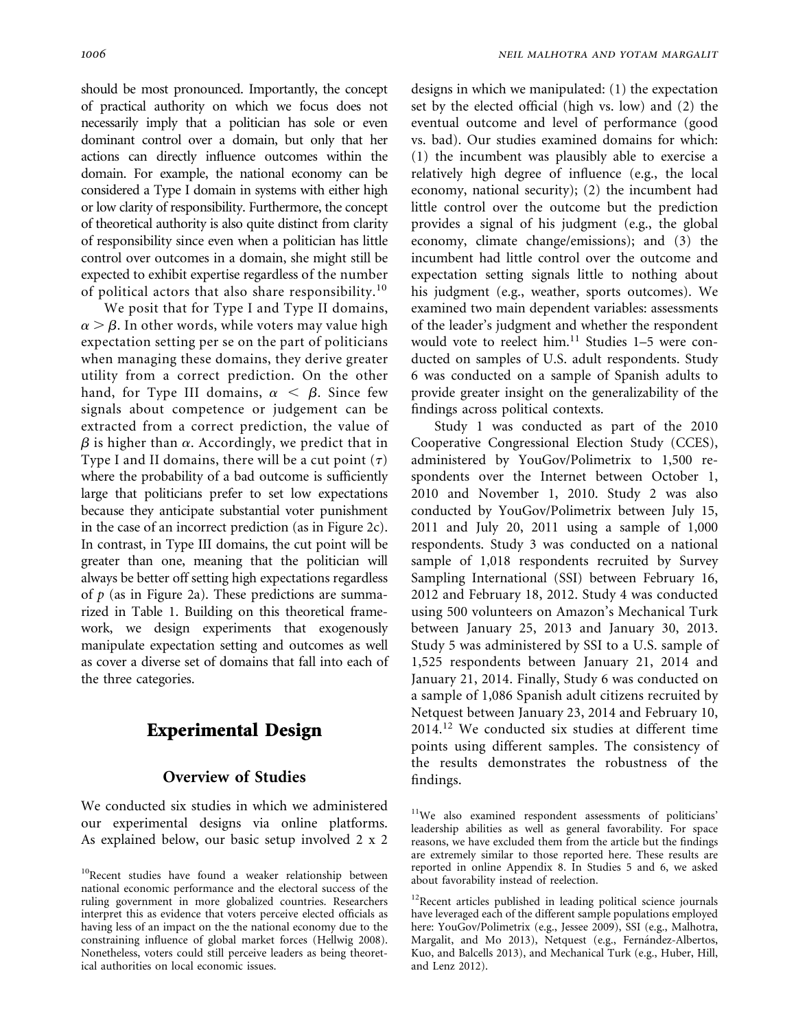should be most pronounced. Importantly, the concept of practical authority on which we focus does not necessarily imply that a politician has sole or even dominant control over a domain, but only that her actions can directly influence outcomes within the domain. For example, the national economy can be considered a Type I domain in systems with either high or low clarity of responsibility. Furthermore, the concept of theoretical authority is also quite distinct from clarity of responsibility since even when a politician has little control over outcomes in a domain, she might still be expected to exhibit expertise regardless of the number of political actors that also share responsibility.[10]

We posit that for Type I and Type II domains, $\alpha > \beta$. In other words, while voters may value high expectation setting per se on the part of politicians when managing these domains, they derive greater utility from a correct prediction. On the other hand, for Type III domains, $\alpha < \beta$. Since few signals about competence or judgement can be extracted from a correct prediction, the value of $\beta$ is higher than $\alpha$. Accordingly, we predict that in Type I and II domains, there will be a cut point ($\tau$) where the probability of a bad outcome is sufficiently large that politicians prefer to set low expectations because they anticipate substantial voter punishment in the case of an incorrect prediction (as in Figure 2c). In contrast, in Type III domains, the cut point will be greater than one, meaning that the politician will always be better off setting high expectations regardless of $p$ (as in Figure 2a). These predictions are summarized in Table 1. Building on this theoretical framework, we design experiments that exogenously manipulate expectation setting and outcomes as well as cover a diverse set of domains that fall into each of the three categories.

# Experimental Design

## Overview of Studies

We conducted six studies in which we administered our experimental designs via online platforms. As explained below, our basic setup involved 2 x 2 designs in which we manipulated: (1) the expectation set by the elected official (high vs. low) and (2) the eventual outcome and level of performance (good vs. bad). Our studies examined domains for which: (1) the incumbent was plausibly able to exercise a relatively high degree of influence (e.g., the local economy, national security); (2) the incumbent had little control over the outcome but the prediction provides a signal of his judgment (e.g., the global economy, climate change/emissions); and (3) the incumbent had little control over the outcome and expectation setting signals little to nothing about his judgment (e.g., weather, sports outcomes). We examined two main dependent variables: assessments of the leader's judgment and whether the respondent would vote to reelect him.[11] Studies 1–5 were conducted on samples of U.S. adult respondents. Study 6 was conducted on a sample of Spanish adults to provide greater insight on the generalizability of the findings across political contexts.

Study 1 was conducted as part of the 2010 Cooperative Congressional Election Study (CCES), administered by YouGov/Polimetrix to 1,500 respondents over the Internet between October 1, 2010 and November 1, 2010. Study 2 was also conducted by YouGov/Polimetrix between July 15, 2011 and July 20, 2011 using a sample of 1,000 respondents. Study 3 was conducted on a national sample of 1,018 respondents recruited by Survey Sampling International (SSI) between February 16, 2012 and February 18, 2012. Study 4 was conducted using 500 volunteers on Amazon's Mechanical Turk between January 25, 2013 and January 30, 2013. Study 5 was administered by SSI to a U.S. sample of 1,525 respondents between January 21, 2014 and January 21, 2014. Finally, Study 6 was conducted on a sample of 1,086 Spanish adult citizens recruited by Netquest between January 23, 2014 and February 10, 2014.[12] We conducted six studies at different time points using different samples. The consistency of the results demonstrates the robustness of the findings.

[10]Recent studies have found a weaker relationship between national economic performance and the electoral success of the ruling government in more globalized countries. Researchers interpret this as evidence that voters perceive elected officials as having less of an impact on the the national economy due to the constraining influence of global market forces (Hellwig 2008). Nonetheless, voters could still perceive leaders as being theoretical authorities on local economic issues.

[11]We also examined respondent assessments of politicians' leadership abilities as well as general favorability. For space reasons, we have excluded them from the article but the findings are extremely similar to those reported here. These results are reported in online Appendix 8. In Studies 5 and 6, we asked about favorability instead of reelection.

[12]Recent articles published in leading political science journals have leveraged each of the different sample populations employed here: YouGov/Polimetrix (e.g., Jessee 2009), SSI (e.g., Malhotra, Margalit, and Mo 2013), Netquest (e.g., Fernández-Albertos, Kuo, and Balcells 2013), and Mechanical Turk (e.g., Huber, Hill, and Lenz 2012).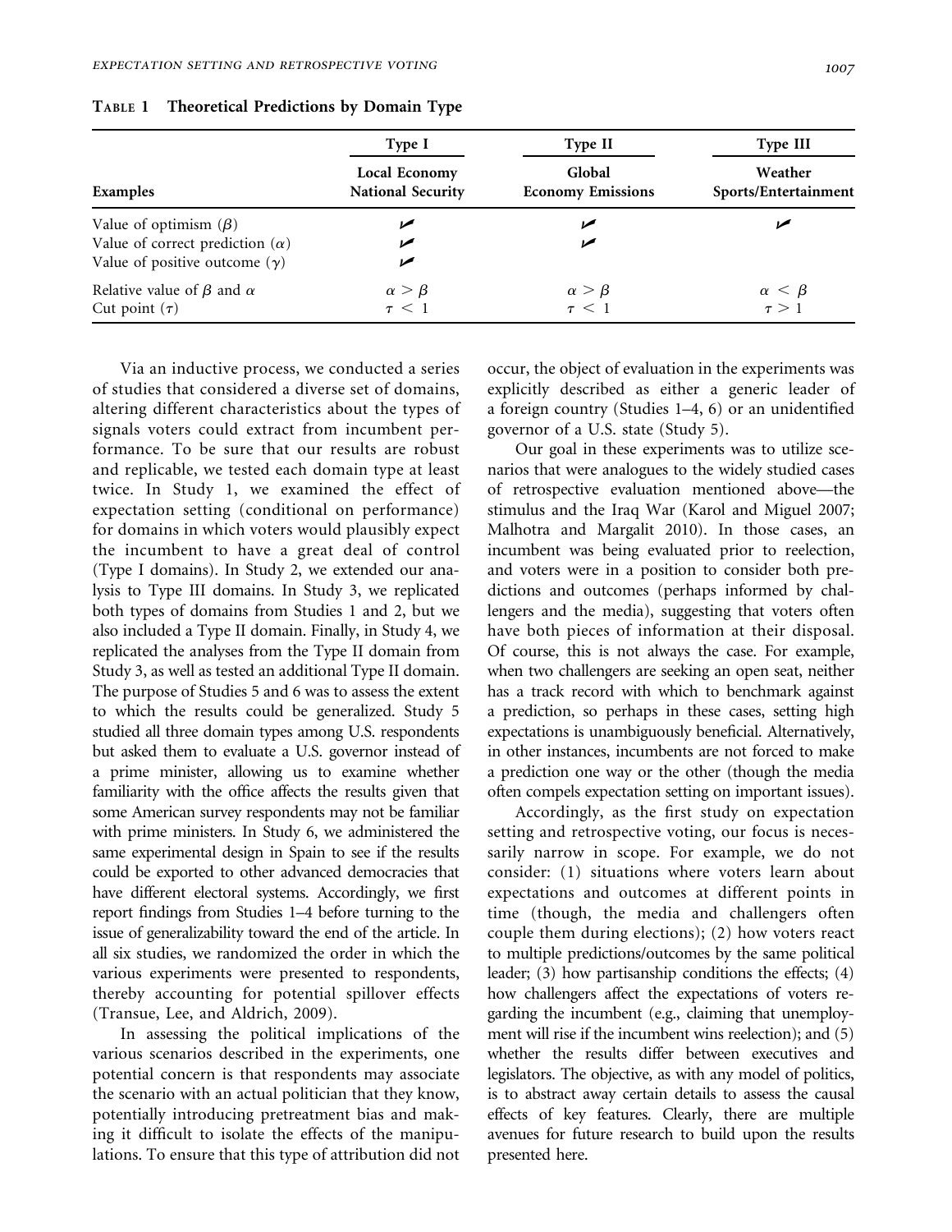**Table 1 Theoretical Predictions by Domain Type**

| Examples | Type I<br>Local Economy<br>National Security | Type II<br>Global<br>Economy Emissions | Type III<br>Weather<br>Sports/Entertainment |
|---|---|---|---|
| Value of optimism ($\beta$) | ✓ | ✓ | ✓ |
| Value of correct prediction ($\alpha$) | ✓ | ✓ | |
| Value of positive outcome ($\gamma$) | ✓ | | |
| Relative value of $\beta$ and $\alpha$ | $\alpha > \beta$ | $\alpha > \beta$ | $\alpha < \beta$ |
| Cut point ($\tau$) | $\tau < 1$ | $\tau < 1$ | $\tau > 1$ |

Via an inductive process, we conducted a series of studies that considered a diverse set of domains, altering different characteristics about the types of signals voters could extract from incumbent performance. To be sure that our results are robust and replicable, we tested each domain type at least twice. In Study 1, we examined the effect of expectation setting (conditional on performance) for domains in which voters would plausibly expect the incumbent to have a great deal of control (Type I domains). In Study 2, we extended our analysis to Type III domains. In Study 3, we replicated both types of domains from Studies 1 and 2, but we also included a Type II domain. Finally, in Study 4, we replicated the analyses from the Type II domain from Study 3, as well as tested an additional Type II domain. The purpose of Studies 5 and 6 was to assess the extent to which the results could be generalized. Study 5 studied all three domain types among U.S. respondents but asked them to evaluate a U.S. governor instead of a prime minister, allowing us to examine whether familiarity with the office affects the results given that some American survey respondents may not be familiar with prime ministers. In Study 6, we administered the same experimental design in Spain to see if the results could be exported to other advanced democracies that have different electoral systems. Accordingly, we first report findings from Studies 1–4 before turning to the issue of generalizability toward the end of the article. In all six studies, we randomized the order in which the various experiments were presented to respondents, thereby accounting for potential spillover effects (Transue, Lee, and Aldrich, 2009).

In assessing the political implications of the various scenarios described in the experiments, one potential concern is that respondents may associate the scenario with an actual politician that they know, potentially introducing pretreatment bias and making it difficult to isolate the effects of the manipulations. To ensure that this type of attribution did not occur, the object of evaluation in the experiments was explicitly described as either a generic leader of a foreign country (Studies 1–4, 6) or an unidentified governor of a U.S. state (Study 5).

Our goal in these experiments was to utilize scenarios that were analogues to the widely studied cases of retrospective evaluation mentioned above—the stimulus and the Iraq War (Karol and Miguel 2007; Malhotra and Margalit 2010). In those cases, an incumbent was being evaluated prior to reelection, and voters were in a position to consider both predictions and outcomes (perhaps informed by challengers and the media), suggesting that voters often have both pieces of information at their disposal. Of course, this is not always the case. For example, when two challengers are seeking an open seat, neither has a track record with which to benchmark against a prediction, so perhaps in these cases, setting high expectations is unambiguously beneficial. Alternatively, in other instances, incumbents are not forced to make a prediction one way or the other (though the media often compels expectation setting on important issues).

Accordingly, as the first study on expectation setting and retrospective voting, our focus is necessarily narrow in scope. For example, we do not consider: (1) situations where voters learn about expectations and outcomes at different points in time (though, the media and challengers often couple them during elections); (2) how voters react to multiple predictions/outcomes by the same political leader; (3) how partisanship conditions the effects; (4) how challengers affect the expectations of voters regarding the incumbent (e.g., claiming that unemployment will rise if the incumbent wins reelection); and (5) whether the results differ between executives and legislators. The objective, as with any model of politics, is to abstract away certain details to assess the causal effects of key features. Clearly, there are multiple avenues for future research to build upon the results presented here.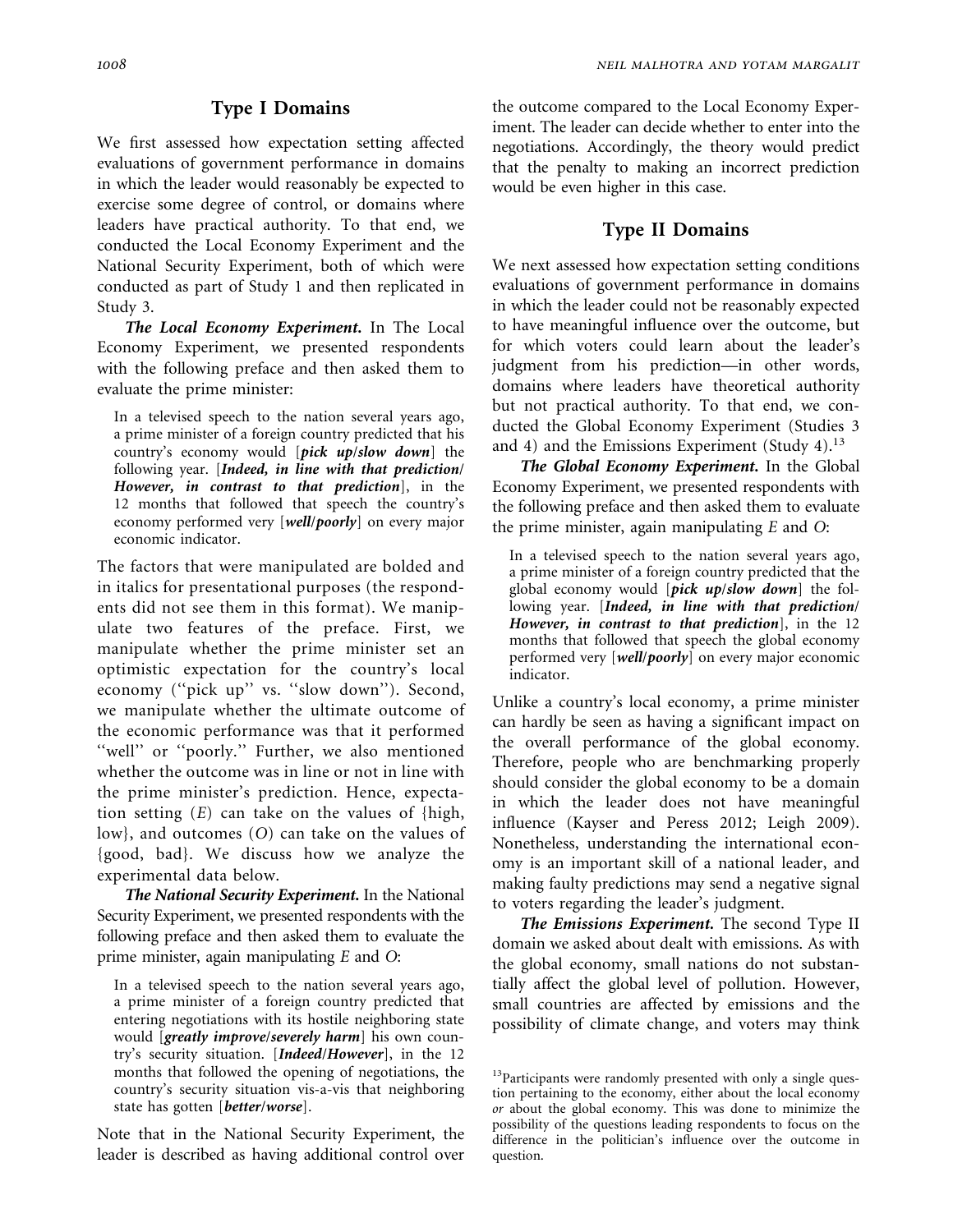## Type I Domains

We first assessed how expectation setting affected evaluations of government performance in domains in which the leader would reasonably be expected to exercise some degree of control, or domains where leaders have practical authority. To that end, we conducted the Local Economy Experiment and the National Security Experiment, both of which were conducted as part of Study 1 and then replicated in Study 3.

***The Local Economy Experiment.*** In The Local Economy Experiment, we presented respondents with the following preface and then asked them to evaluate the prime minister:

> In a televised speech to the nation several years ago, a prime minister of a foreign country predicted that his country's economy would [***pick up/slow down***] the following year. [***Indeed, in line with that prediction/However, in contrast to that prediction***], in the 12 months that followed that speech the country's economy performed very [***well/poorly***] on every major economic indicator.

The factors that were manipulated are bolded and in italics for presentational purposes (the respondents did not see them in this format). We manipulate two features of the preface. First, we manipulate whether the prime minister set an optimistic expectation for the country's local economy (''pick up'' vs. ''slow down''). Second, we manipulate whether the ultimate outcome of the economic performance was that it performed ''well'' or ''poorly.'' Further, we also mentioned whether the outcome was in line or not in line with the prime minister's prediction. Hence, expectation setting ($E$) can take on the values of {high, low}, and outcomes ($O$) can take on the values of {good, bad}. We discuss how we analyze the experimental data below.

***The National Security Experiment.*** In the National Security Experiment, we presented respondents with the following preface and then asked them to evaluate the prime minister, again manipulating $E$ and $O$:

> In a televised speech to the nation several years ago, a prime minister of a foreign country predicted that entering negotiations with its hostile neighboring state would [***greatly improve/severely harm***] his own country's security situation. [***Indeed/However***], in the 12 months that followed the opening of negotiations, the country's security situation vis-a-vis that neighboring state has gotten [***better/worse***].

Note that in the National Security Experiment, the leader is described as having additional control over the outcome compared to the Local Economy Experiment. The leader can decide whether to enter into the negotiations. Accordingly, the theory would predict that the penalty to making an incorrect prediction would be even higher in this case.

## Type II Domains

We next assessed how expectation setting conditions evaluations of government performance in domains in which the leader could not be reasonably expected to have meaningful influence over the outcome, but for which voters could learn about the leader's judgment from his prediction—in other words, domains where leaders have theoretical authority but not practical authority. To that end, we conducted the Global Economy Experiment (Studies 3 and 4) and the Emissions Experiment (Study 4).[13]

***The Global Economy Experiment.*** In the Global Economy Experiment, we presented respondents with the following preface and then asked them to evaluate the prime minister, again manipulating $E$ and $O$:

> In a televised speech to the nation several years ago, a prime minister of a foreign country predicted that the global economy would [***pick up/slow down***] the following year. [***Indeed, in line with that prediction/However, in contrast to that prediction***], in the 12 months that followed that speech the global economy performed very [***well/poorly***] on every major economic indicator.

Unlike a country's local economy, a prime minister can hardly be seen as having a significant impact on the overall performance of the global economy. Therefore, people who are benchmarking properly should consider the global economy to be a domain in which the leader does not have meaningful influence (Kayser and Peress 2012; Leigh 2009). Nonetheless, understanding the international economy is an important skill of a national leader, and making faulty predictions may send a negative signal to voters regarding the leader's judgment.

***The Emissions Experiment.*** The second Type II domain we asked about dealt with emissions. As with the global economy, small nations do not substantially affect the global level of pollution. However, small countries are affected by emissions and the possibility of climate change, and voters may think

[13]Participants were randomly presented with only a single question pertaining to the economy, either about the local economy *or* about the global economy. This was done to minimize the possibility of the questions leading respondents to focus on the difference in the politician's influence over the outcome in question.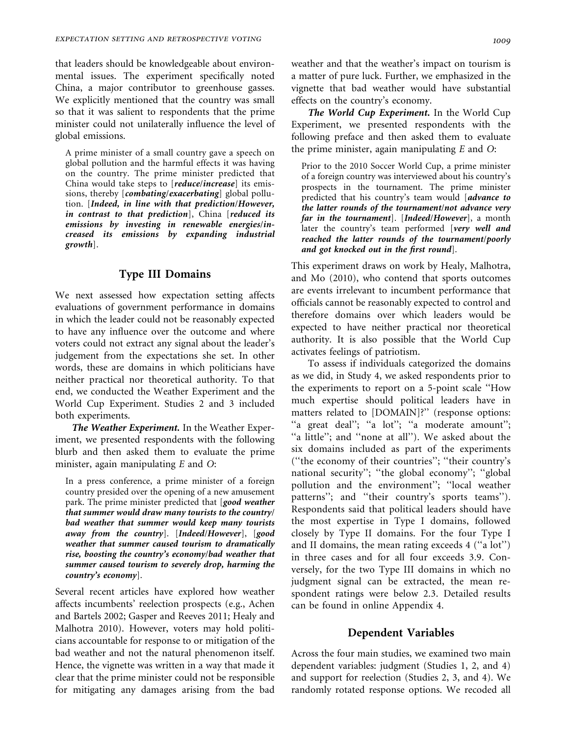that leaders should be knowledgeable about environmental issues. The experiment specifically noted China, a major contributor to greenhouse gasses. We explicitly mentioned that the country was small so that it was salient to respondents that the prime minister could not unilaterally influence the level of global emissions.

> A prime minister of a small country gave a speech on global pollution and the harmful effects it was having on the country. The prime minister predicted that China would take steps to [***reduce/increase***] its emissions, thereby [***combating/exacerbating***] global pollution. [***Indeed, in line with that prediction/However, in contrast to that prediction***], China [***reduced its emissions by investing in renewable energies/increased its emissions by expanding industrial growth***].

## Type III Domains

We next assessed how expectation setting affects evaluations of government performance in domains in which the leader could not be reasonably expected to have any influence over the outcome and where voters could not extract any signal about the leader's judgement from the expectations she set. In other words, these are domains in which politicians have neither practical nor theoretical authority. To that end, we conducted the Weather Experiment and the World Cup Experiment. Studies 2 and 3 included both experiments.

***The Weather Experiment.*** In the Weather Experiment, we presented respondents with the following blurb and then asked them to evaluate the prime minister, again manipulating $E$ and $O$:

> In a press conference, a prime minister of a foreign country presided over the opening of a new amusement park. The prime minister predicted that [***good weather that summer would draw many tourists to the country/bad weather that summer would keep many tourists away from the country***]. [***Indeed/However***], [***good weather that summer caused tourism to dramatically rise, boosting the country's economy/bad weather that summer caused tourism to severely drop, harming the country's economy***].

Several recent articles have explored how weather affects incumbents' reelection prospects (e.g., Achen and Bartels 2002; Gasper and Reeves 2011; Healy and Malhotra 2010). However, voters may hold politicians accountable for response to or mitigation of the bad weather and not the natural phenomenon itself. Hence, the vignette was written in a way that made it clear that the prime minister could not be responsible for mitigating any damages arising from the bad weather and that the weather's impact on tourism is a matter of pure luck. Further, we emphasized in the vignette that bad weather would have substantial effects on the country's economy.

***The World Cup Experiment.*** In the World Cup Experiment, we presented respondents with the following preface and then asked them to evaluate the prime minister, again manipulating $E$ and $O$:

> Prior to the 2010 Soccer World Cup, a prime minister of a foreign country was interviewed about his country's prospects in the tournament. The prime minister predicted that his country's team would [***advance to the latter rounds of the tournament/not advance very far in the tournament***]. [***Indeed/However***], a month later the country's team performed [***very well and reached the latter rounds of the tournament/poorly and got knocked out in the first round***].

This experiment draws on work by Healy, Malhotra, and Mo (2010), who contend that sports outcomes are events irrelevant to incumbent performance that officials cannot be reasonably expected to control and therefore domains over which leaders would be expected to have neither practical nor theoretical authority. It is also possible that the World Cup activates feelings of patriotism.

To assess if individuals categorized the domains as we did, in Study 4, we asked respondents prior to the experiments to report on a 5-point scale "How much expertise should political leaders have in matters related to [DOMAIN]?" (response options: "a great deal"; "a lot"; "a moderate amount"; "a little"; and "none at all"). We asked about the six domains included as part of the experiments ("the economy of their countries"; "their country's national security"; "the global economy"; "global pollution and the environment"; "local weather patterns"; and "their country's sports teams"). Respondents said that political leaders should have the most expertise in Type I domains, followed closely by Type II domains. For the four Type I and II domains, the mean rating exceeds 4 ("a lot") in three cases and for all four exceeds 3.9. Conversely, for the two Type III domains in which no judgment signal can be extracted, the mean respondent ratings were below 2.3. Detailed results can be found in online Appendix 4.

## Dependent Variables

Across the four main studies, we examined two main dependent variables: judgment (Studies 1, 2, and 4) and support for reelection (Studies 2, 3, and 4). We randomly rotated response options. We recoded all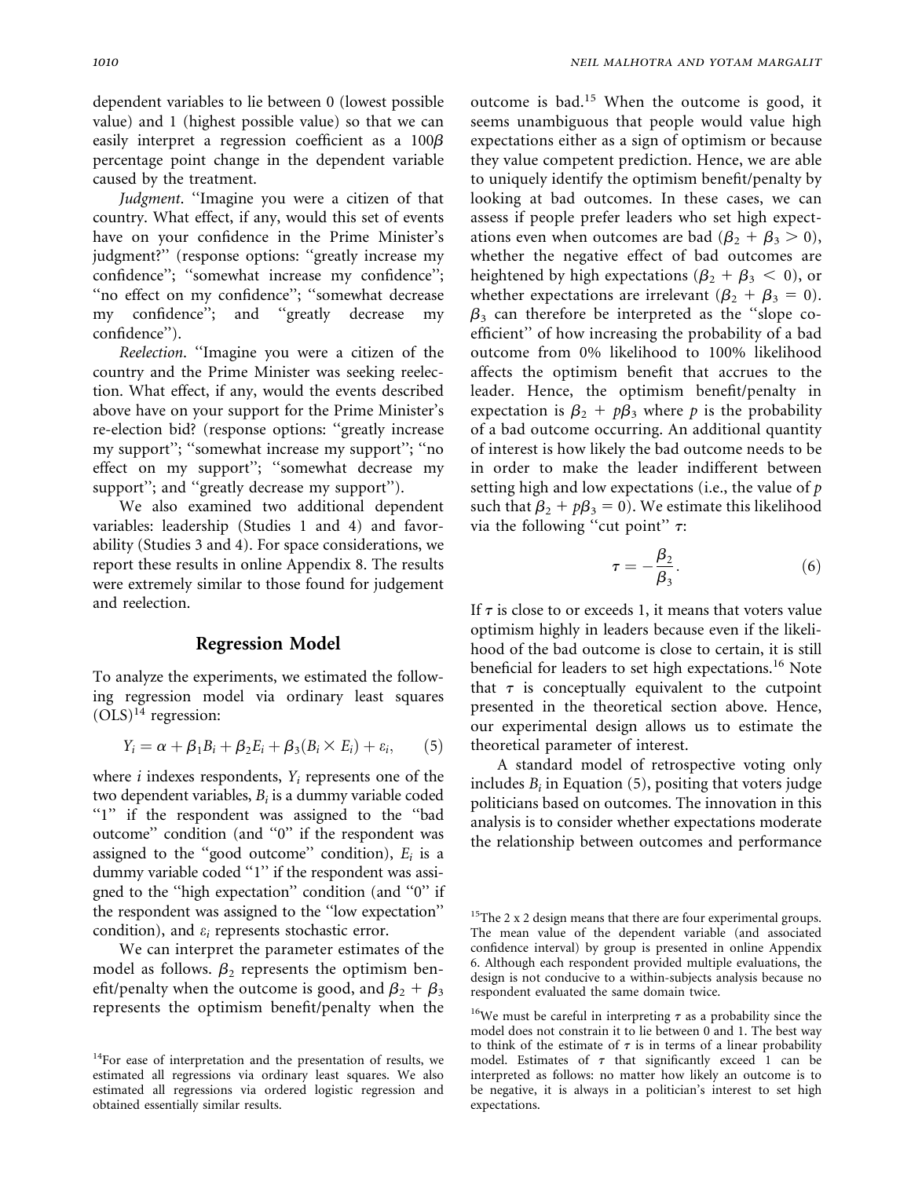dependent variables to lie between 0 (lowest possible value) and 1 (highest possible value) so that we can easily interpret a regression coefficient as a $100\beta$ percentage point change in the dependent variable caused by the treatment.

*Judgment*. "Imagine you were a citizen of that country. What effect, if any, would this set of events have on your confidence in the Prime Minister's judgment?" (response options: "greatly increase my confidence"; "somewhat increase my confidence"; "no effect on my confidence"; "somewhat decrease my confidence"; and "greatly decrease my confidence").

*Reelection*. "Imagine you were a citizen of the country and the Prime Minister was seeking reelection. What effect, if any, would the events described above have on your support for the Prime Minister's re-election bid? (response options: "greatly increase my support"; "somewhat increase my support"; "no effect on my support"; "somewhat decrease my support"; and "greatly decrease my support").

We also examined two additional dependent variables: leadership (Studies 1 and 4) and favorability (Studies 3 and 4). For space considerations, we report these results in online Appendix 8. The results were extremely similar to those found for judgement and reelection.

## Regression Model

To analyze the experiments, we estimated the following regression model via ordinary least squares (OLS)[14] regression:

$$Y_i = \alpha + \beta_1 B_i + \beta_2 E_i + \beta_3 (B_i \times E_i) + \varepsilon_i, \qquad (5)$$

where $i$ indexes respondents, $Y_i$ represents one of the two dependent variables, $B_i$ is a dummy variable coded "1" if the respondent was assigned to the "bad outcome" condition (and "0" if the respondent was assigned to the "good outcome" condition), $E_i$ is a dummy variable coded "1" if the respondent was assigned to the "high expectation" condition (and "0" if the respondent was assigned to the "low expectation" condition), and $\varepsilon_i$ represents stochastic error.

We can interpret the parameter estimates of the model as follows. $\beta_2$ represents the optimism benefit/penalty when the outcome is good, and $\beta_2 + \beta_3$ represents the optimism benefit/penalty when the outcome is bad.[15] When the outcome is good, it seems unambiguous that people would value high expectations either as a sign of optimism or because they value competent prediction. Hence, we are able to uniquely identify the optimism benefit/penalty by looking at bad outcomes. In these cases, we can assess if people prefer leaders who set high expectations even when outcomes are bad ($\beta_2 + \beta_3 > 0$), whether the negative effect of bad outcomes are heightened by high expectations ($\beta_2 + \beta_3 < 0$), or whether expectations are irrelevant ($\beta_2 + \beta_3 = 0$). $\beta_3$ can therefore be interpreted as the "slope coefficient" of how increasing the probability of a bad outcome from 0% likelihood to 100% likelihood affects the optimism benefit that accrues to the leader. Hence, the optimism benefit/penalty in expectation is $\beta_2 + p\beta_3$ where $p$ is the probability of a bad outcome occurring. An additional quantity of interest is how likely the bad outcome needs to be in order to make the leader indifferent between setting high and low expectations (i.e., the value of $p$ such that $\beta_2 + p\beta_3 = 0$). We estimate this likelihood via the following "cut point" $\tau$:

$$\tau = -\frac{\beta_2}{\beta_3}. \qquad (6)$$

If $\tau$ is close to or exceeds 1, it means that voters value optimism highly in leaders because even if the likelihood of the bad outcome is close to certain, it is still beneficial for leaders to set high expectations.[16] Note that $\tau$ is conceptually equivalent to the cutpoint presented in the theoretical section above. Hence, our experimental design allows us to estimate the theoretical parameter of interest.

A standard model of retrospective voting only includes $B_i$ in Equation (5), positing that voters judge politicians based on outcomes. The innovation in this analysis is to consider whether expectations moderate the relationship between outcomes and performance

[14]For ease of interpretation and the presentation of results, we estimated all regressions via ordinary least squares. We also estimated all regressions via ordered logistic regression and obtained essentially similar results.

[15]The 2 x 2 design means that there are four experimental groups. The mean value of the dependent variable (and associated confidence interval) by group is presented in online Appendix 6. Although each respondent provided multiple evaluations, the design is not conducive to a within-subjects analysis because no respondent evaluated the same domain twice.

[16]We must be careful in interpreting $\tau$ as a probability since the model does not constrain it to lie between 0 and 1. The best way to think of the estimate of $\tau$ is in terms of a linear probability model. Estimates of $\tau$ that significantly exceed 1 can be interpreted as follows: no matter how likely an outcome is to be negative, it is always in a politician's interest to set high expectations.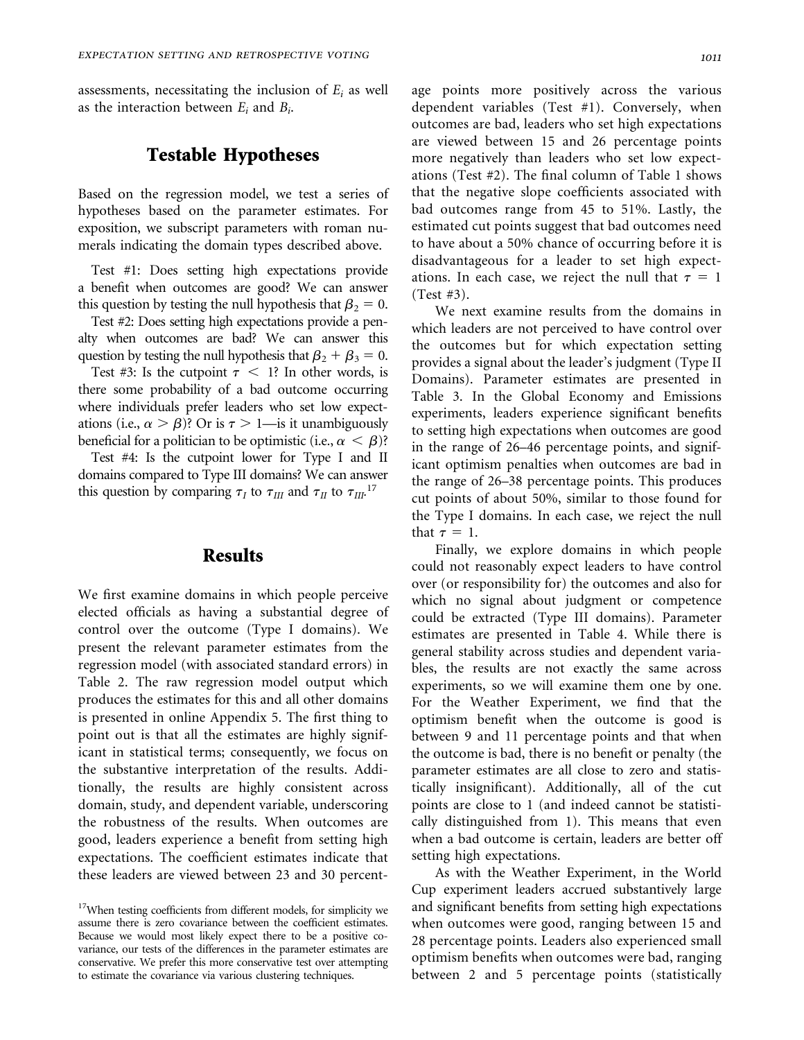assessments, necessitating the inclusion of $E_i$ as well as the interaction between $E_i$ and $B_i$.

## Testable Hypotheses

Based on the regression model, we test a series of hypotheses based on the parameter estimates. For exposition, we subscript parameters with roman numerals indicating the domain types described above.

Test #1: Does setting high expectations provide a benefit when outcomes are good? We can answer this question by testing the null hypothesis that $\beta_2 = 0$.

Test #2: Does setting high expectations provide a penalty when outcomes are bad? We can answer this question by testing the null hypothesis that $\beta_2 + \beta_3 = 0$.

Test #3: Is the cutpoint $\tau < 1$? In other words, is there some probability of a bad outcome occurring where individuals prefer leaders who set low expectations (i.e., $\alpha > \beta$)? Or is $\tau > 1$—is it unambiguously beneficial for a politician to be optimistic (i.e., $\alpha < \beta$)?

Test #4: Is the cutpoint lower for Type I and II domains compared to Type III domains? We can answer this question by comparing $\tau_I$ to $\tau_{III}$ and $\tau_{II}$ to $\tau_{III}$.[17]

## Results

We first examine domains in which people perceive elected officials as having a substantial degree of control over the outcome (Type I domains). We present the relevant parameter estimates from the regression model (with associated standard errors) in Table 2. The raw regression model output which produces the estimates for this and all other domains is presented in online Appendix 5. The first thing to point out is that all the estimates are highly significant in statistical terms; consequently, we focus on the substantive interpretation of the results. Additionally, the results are highly consistent across domain, study, and dependent variable, underscoring the robustness of the results. When outcomes are good, leaders experience a benefit from setting high expectations. The coefficient estimates indicate that these leaders are viewed between 23 and 30 percentage points more positively across the various dependent variables (Test #1). Conversely, when outcomes are bad, leaders who set high expectations are viewed between 15 and 26 percentage points more negatively than leaders who set low expectations (Test #2). The final column of Table 1 shows that the negative slope coefficients associated with bad outcomes range from 45 to 51%. Lastly, the estimated cut points suggest that bad outcomes need to have about a 50% chance of occurring before it is disadvantageous for a leader to set high expectations. In each case, we reject the null that $\tau = 1$ (Test #3).

We next examine results from the domains in which leaders are not perceived to have control over the outcomes but for which expectation setting provides a signal about the leader's judgment (Type II Domains). Parameter estimates are presented in Table 3. In the Global Economy and Emissions experiments, leaders experience significant benefits to setting high expectations when outcomes are good in the range of 26–46 percentage points, and significant optimism penalties when outcomes are bad in the range of 26–38 percentage points. This produces cut points of about 50%, similar to those found for the Type I domains. In each case, we reject the null that $\tau = 1$.

Finally, we explore domains in which people could not reasonably expect leaders to have control over (or responsibility for) the outcomes and also for which no signal about judgment or competence could be extracted (Type III domains). Parameter estimates are presented in Table 4. While there is general stability across studies and dependent variables, the results are not exactly the same across experiments, so we will examine them one by one. For the Weather Experiment, we find that the optimism benefit when the outcome is good is between 9 and 11 percentage points and that when the outcome is bad, there is no benefit or penalty (the parameter estimates are all close to zero and statistically insignificant). Additionally, all of the cut points are close to 1 (and indeed cannot be statistically distinguished from 1). This means that even when a bad outcome is certain, leaders are better off setting high expectations.

As with the Weather Experiment, in the World Cup experiment leaders accrued substantively large and significant benefits from setting high expectations when outcomes were good, ranging between 15 and 28 percentage points. Leaders also experienced small optimism benefits when outcomes were bad, ranging between 2 and 5 percentage points (statistically

[17] When testing coefficients from different models, for simplicity we assume there is zero covariance between the coefficient estimates. Because we would most likely expect there to be a positive covariance, our tests of the differences in the parameter estimates are conservative. We prefer this more conservative test over attempting to estimate the covariance via various clustering techniques.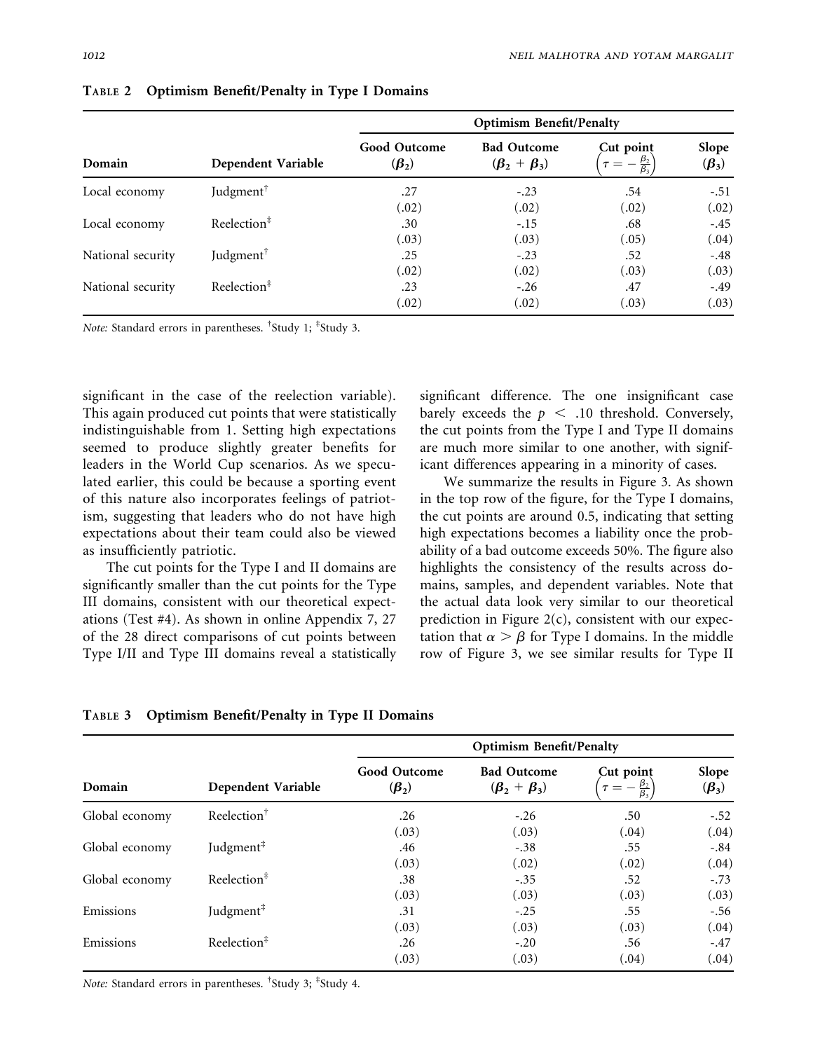**Table 2 Optimism Benefit/Penalty in Type I Domains**

| Domain | Dependent Variable | Optimism Benefit/Penalty | | | |
|---|---|---|---|---|---|
| | | Good Outcome ($\beta_2$) | Bad Outcome ($\beta_2 + \beta_3$) | Cut point $\left(\tau = -\frac{\beta_2}{\beta_3}\right)$ | Slope ($\beta_3$) |
| Local economy | Judgment[†] | .27 | -.23 | .54 | -.51 |
| | | (.02) | (.02) | (.02) | (.02) |
| Local economy | Reelection[‡] | .30 | -.15 | .68 | -.45 |
| | | (.03) | (.03) | (.05) | (.04) |
| National security | Judgment[†] | .25 | -.23 | .52 | -.48 |
| | | (.02) | (.02) | (.03) | (.03) |
| National security | Reelection[‡] | .23 | -.26 | .47 | -.49 |
| | | (.02) | (.02) | (.03) | (.03) |

*Note:* Standard errors in parentheses. [†]Study 1; [‡]Study 3.

significant in the case of the reelection variable). This again produced cut points that were statistically indistinguishable from 1. Setting high expectations seemed to produce slightly greater benefits for leaders in the World Cup scenarios. As we speculated earlier, this could be because a sporting event of this nature also incorporates feelings of patriotism, suggesting that leaders who do not have high expectations about their team could also be viewed as insufficiently patriotic.

The cut points for the Type I and II domains are significantly smaller than the cut points for the Type III domains, consistent with our theoretical expectations (Test #4). As shown in online Appendix 7, 27 of the 28 direct comparisons of cut points between Type I/II and Type III domains reveal a statistically significant difference. The one insignificant case barely exceeds the $p < .10$ threshold. Conversely, the cut points from the Type I and Type II domains are much more similar to one another, with significant differences appearing in a minority of cases.

We summarize the results in Figure 3. As shown in the top row of the figure, for the Type I domains, the cut points are around 0.5, indicating that setting high expectations becomes a liability once the probability of a bad outcome exceeds 50%. The figure also highlights the consistency of the results across domains, samples, and dependent variables. Note that the actual data look very similar to our theoretical prediction in Figure 2(c), consistent with our expectation that $\alpha > \beta$ for Type I domains. In the middle row of Figure 3, we see similar results for Type II

**Table 3 Optimism Benefit/Penalty in Type II Domains**

| Domain | Dependent Variable | Optimism Benefit/Penalty | | | |
|---|---|---|---|---|---|
| | | Good Outcome ($\beta_2$) | Bad Outcome ($\beta_2 + \beta_3$) | Cut point $\left(\tau = -\frac{\beta_2}{\beta_3}\right)$ | Slope ($\beta_3$) |
| Global economy | Reelection[†] | .26 | -.26 | .50 | -.52 |
| | | (.03) | (.03) | (.04) | (.04) |
| Global economy | Judgment[‡] | .46 | -.38 | .55 | -.84 |
| | | (.03) | (.02) | (.02) | (.04) |
| Global economy | Reelection[‡] | .38 | -.35 | .52 | -.73 |
| | | (.03) | (.03) | (.03) | (.03) |
| Emissions | Judgment[‡] | .31 | -.25 | .55 | -.56 |
| | | (.03) | (.03) | (.03) | (.04) |
| Emissions | Reelection[‡] | .26 | -.20 | .56 | -.47 |
| | | (.03) | (.03) | (.04) | (.04) |

*Note:* Standard errors in parentheses. [†]Study 3; [‡]Study 4.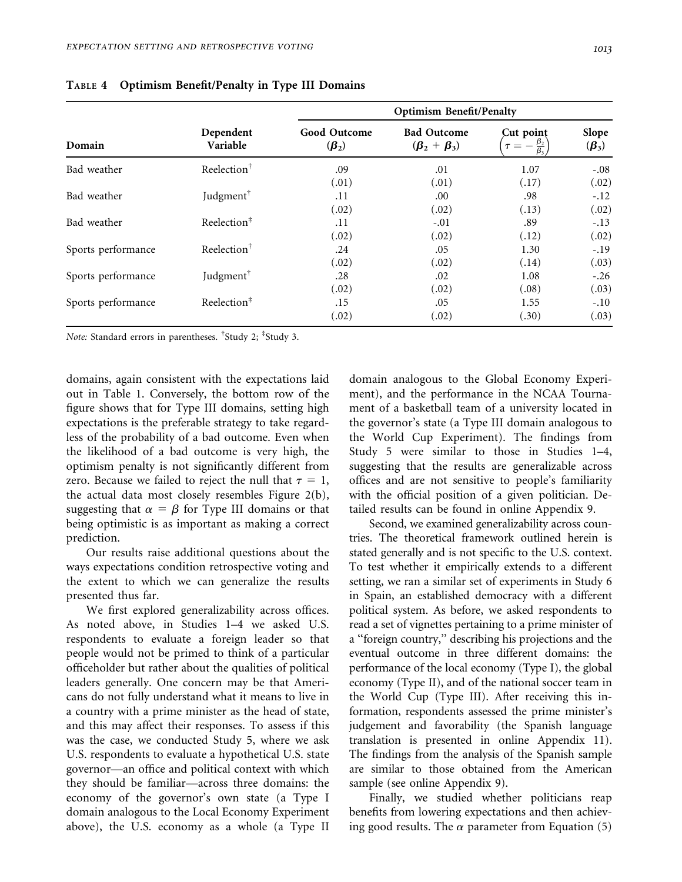**Table 4 Optimism Benefit/Penalty in Type III Domains**

| Domain | Dependent Variable | Optimism Benefit/Penalty | | | |
|---|---|---|---|---|---|
| | | Good Outcome ($\beta_2$) | Bad Outcome ($\beta_2 + \beta_3$) | Cut point $\left(\tau = -\frac{\beta_2}{\beta_3}\right)$ | Slope ($\beta_3$) |
| Bad weather | Reelection[†] | .09 (.01) | .01 (.01) | 1.07 (.17) | -.08 (.02) |
| Bad weather | Judgment[†] | .11 (.02) | .00 (.02) | .98 (.13) | -.12 (.02) |
| Bad weather | Reelection[‡] | .11 (.02) | -.01 (.02) | .89 (.12) | -.13 (.02) |
| Sports performance | Reelection[†] | .24 (.02) | .05 (.02) | 1.30 (.14) | -.19 (.03) |
| Sports performance | Judgment[†] | .28 (.02) | .02 (.02) | 1.08 (.08) | -.26 (.03) |
| Sports performance | Reelection[‡] | .15 (.02) | .05 (.02) | 1.55 (.30) | -.10 (.03) |

*Note:* Standard errors in parentheses. [†]Study 2; [‡]Study 3.

domains, again consistent with the expectations laid out in Table 1. Conversely, the bottom row of the figure shows that for Type III domains, setting high expectations is the preferable strategy to take regardless of the probability of a bad outcome. Even when the likelihood of a bad outcome is very high, the optimism penalty is not significantly different from zero. Because we failed to reject the null that $\tau = 1$, the actual data most closely resembles Figure 2(b), suggesting that $\alpha = \beta$ for Type III domains or that being optimistic is as important as making a correct prediction.

Our results raise additional questions about the ways expectations condition retrospective voting and the extent to which we can generalize the results presented thus far.

We first explored generalizability across offices. As noted above, in Studies 1–4 we asked U.S. respondents to evaluate a foreign leader so that people would not be primed to think of a particular officeholder but rather about the qualities of political leaders generally. One concern may be that Americans do not fully understand what it means to live in a country with a prime minister as the head of state, and this may affect their responses. To assess if this was the case, we conducted Study 5, where we ask U.S. respondents to evaluate a hypothetical U.S. state governor—an office and political context with which they should be familiar—across three domains: the economy of the governor's own state (a Type I domain analogous to the Local Economy Experiment above), the U.S. economy as a whole (a Type II domain analogous to the Global Economy Experiment), and the performance in the NCAA Tournament of a basketball team of a university located in the governor's state (a Type III domain analogous to the World Cup Experiment). The findings from Study 5 were similar to those in Studies 1–4, suggesting that the results are generalizable across offices and are not sensitive to people's familiarity with the official position of a given politician. Detailed results can be found in online Appendix 9.

Second, we examined generalizability across countries. The theoretical framework outlined herein is stated generally and is not specific to the U.S. context. To test whether it empirically extends to a different setting, we ran a similar set of experiments in Study 6 in Spain, an established democracy with a different political system. As before, we asked respondents to read a set of vignettes pertaining to a prime minister of a "foreign country," describing his projections and the eventual outcome in three different domains: the performance of the local economy (Type I), the global economy (Type II), and of the national soccer team in the World Cup (Type III). After receiving this information, respondents assessed the prime minister's judgement and favorability (the Spanish language translation is presented in online Appendix 11). The findings from the analysis of the Spanish sample are similar to those obtained from the American sample (see online Appendix 9).

Finally, we studied whether politicians reap benefits from lowering expectations and then achieving good results. The $\alpha$ parameter from Equation (5)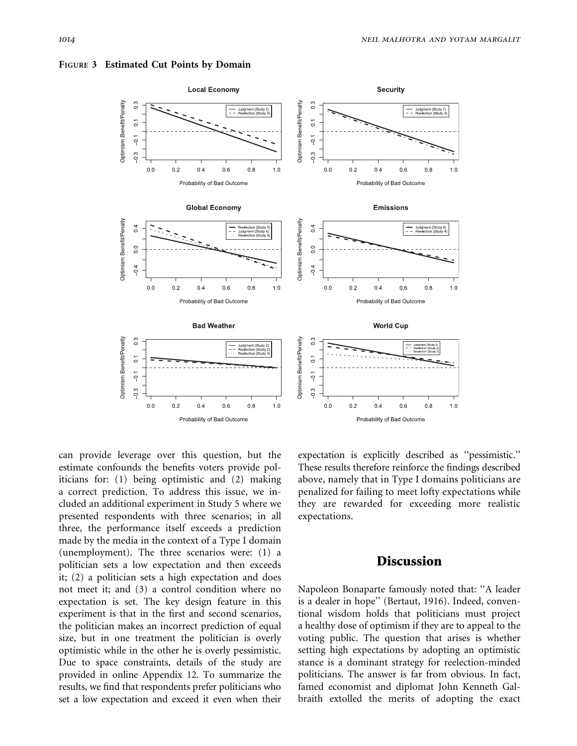**Figure 3 Estimated Cut Points by Domain**

can provide leverage over this question, but the estimate confounds the benefits voters provide politicians for: (1) being optimistic and (2) making a correct prediction. To address this issue, we included an additional experiment in Study 5 where we presented respondents with three scenarios; in all three, the performance itself exceeds a prediction made by the media in the context of a Type I domain (unemployment). The three scenarios were: (1) a politician sets a low expectation and then exceeds it; (2) a politician sets a high expectation and does not meet it; and (3) a control condition where no expectation is set. The key design feature in this experiment is that in the first and second scenarios, the politician makes an incorrect prediction of equal size, but in one treatment the politician is overly optimistic while in the other he is overly pessimistic. Due to space constraints, details of the study are provided in online Appendix 12. To summarize the results, we find that respondents prefer politicians who set a low expectation and exceed it even when their expectation is explicitly described as "pessimistic." These results therefore reinforce the findings described above, namely that in Type I domains politicians are penalized for failing to meet lofty expectations while they are rewarded for exceeding more realistic expectations.

## Discussion

Napoleon Bonaparte famously noted that: "A leader is a dealer in hope" (Bertaut, 1916). Indeed, conventional wisdom holds that politicians must project a healthy dose of optimism if they are to appeal to the voting public. The question that arises is whether setting high expectations by adopting an optimistic stance is a dominant strategy for reelection-minded politicians. The answer is far from obvious. In fact, famed economist and diplomat John Kenneth Galbraith extolled the merits of adopting the exact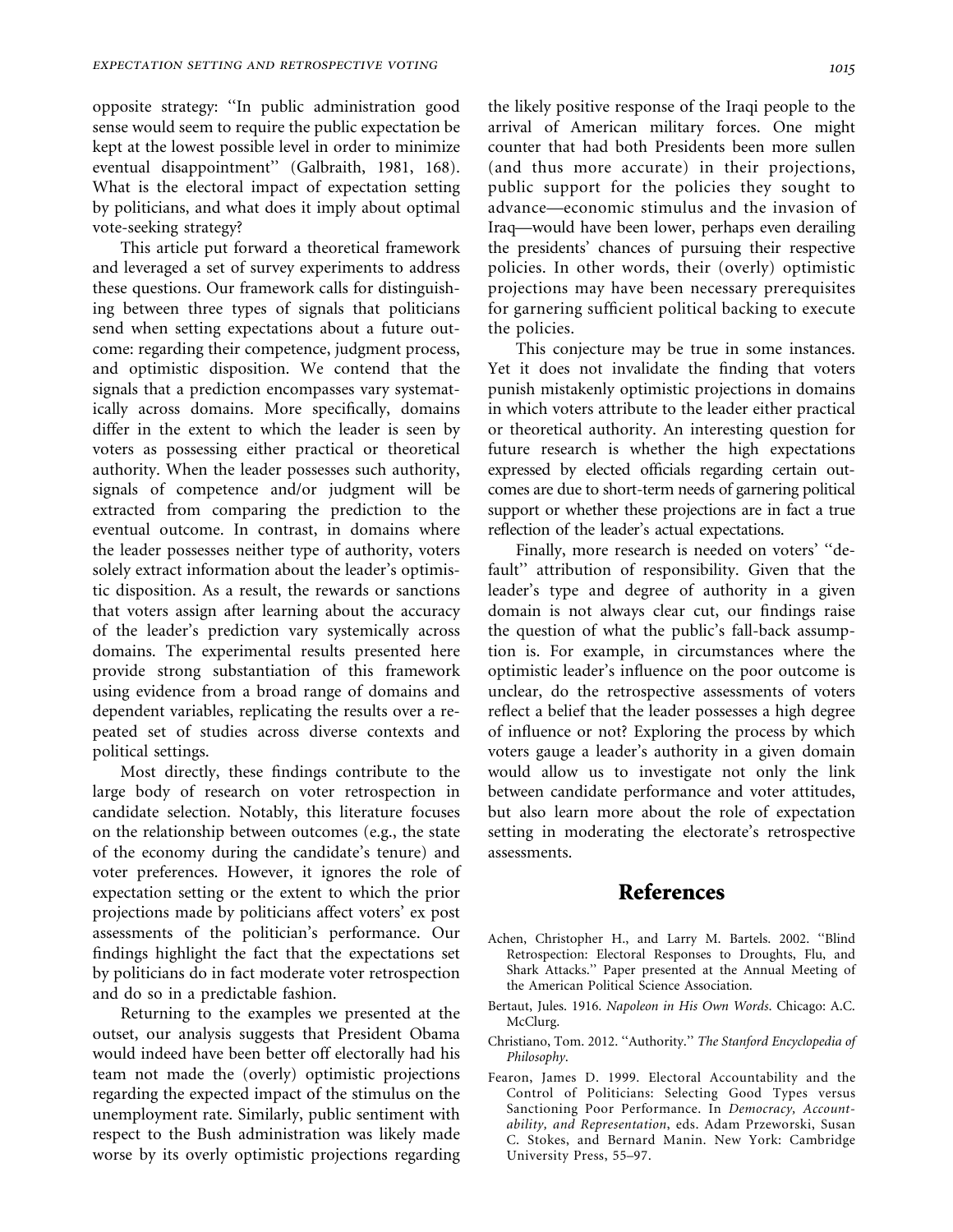opposite strategy: ''In public administration good sense would seem to require the public expectation be kept at the lowest possible level in order to minimize eventual disappointment'' (Galbraith, 1981, 168). What is the electoral impact of expectation setting by politicians, and what does it imply about optimal vote-seeking strategy?

This article put forward a theoretical framework and leveraged a set of survey experiments to address these questions. Our framework calls for distinguishing between three types of signals that politicians send when setting expectations about a future outcome: regarding their competence, judgment process, and optimistic disposition. We contend that the signals that a prediction encompasses vary systematically across domains. More specifically, domains differ in the extent to which the leader is seen by voters as possessing either practical or theoretical authority. When the leader possesses such authority, signals of competence and/or judgment will be extracted from comparing the prediction to the eventual outcome. In contrast, in domains where the leader possesses neither type of authority, voters solely extract information about the leader's optimistic disposition. As a result, the rewards or sanctions that voters assign after learning about the accuracy of the leader's prediction vary systemically across domains. The experimental results presented here provide strong substantiation of this framework using evidence from a broad range of domains and dependent variables, replicating the results over a repeated set of studies across diverse contexts and political settings.

Most directly, these findings contribute to the large body of research on voter retrospection in candidate selection. Notably, this literature focuses on the relationship between outcomes (e.g., the state of the economy during the candidate's tenure) and voter preferences. However, it ignores the role of expectation setting or the extent to which the prior projections made by politicians affect voters' ex post assessments of the politician's performance. Our findings highlight the fact that the expectations set by politicians do in fact moderate voter retrospection and do so in a predictable fashion.

Returning to the examples we presented at the outset, our analysis suggests that President Obama would indeed have been better off electorally had his team not made the (overly) optimistic projections regarding the expected impact of the stimulus on the unemployment rate. Similarly, public sentiment with respect to the Bush administration was likely made worse by its overly optimistic projections regarding the likely positive response of the Iraqi people to the arrival of American military forces. One might counter that had both Presidents been more sullen (and thus more accurate) in their projections, public support for the policies they sought to advance—economic stimulus and the invasion of Iraq—would have been lower, perhaps even derailing the presidents' chances of pursuing their respective policies. In other words, their (overly) optimistic projections may have been necessary prerequisites for garnering sufficient political backing to execute the policies.

This conjecture may be true in some instances. Yet it does not invalidate the finding that voters punish mistakenly optimistic projections in domains in which voters attribute to the leader either practical or theoretical authority. An interesting question for future research is whether the high expectations expressed by elected officials regarding certain outcomes are due to short-term needs of garnering political support or whether these projections are in fact a true reflection of the leader's actual expectations.

Finally, more research is needed on voters' ''default'' attribution of responsibility. Given that the leader's type and degree of authority in a given domain is not always clear cut, our findings raise the question of what the public's fall-back assumption is. For example, in circumstances where the optimistic leader's influence on the poor outcome is unclear, do the retrospective assessments of voters reflect a belief that the leader possesses a high degree of influence or not? Exploring the process by which voters gauge a leader's authority in a given domain would allow us to investigate not only the link between candidate performance and voter attitudes, but also learn more about the role of expectation setting in moderating the electorate's retrospective assessments.

## References

Achen, Christopher H., and Larry M. Bartels. 2002. ''Blind Retrospection: Electoral Responses to Droughts, Flu, and Shark Attacks.'' Paper presented at the Annual Meeting of the American Political Science Association.

Bertaut, Jules. 1916. *Napoleon in His Own Words*. Chicago: A.C. McClurg.

Christiano, Tom. 2012. ''Authority.'' *The Stanford Encyclopedia of Philosophy*.

Fearon, James D. 1999. Electoral Accountability and the Control of Politicians: Selecting Good Types versus Sanctioning Poor Performance. In *Democracy, Accountability, and Representation*, eds. Adam Przeworski, Susan C. Stokes, and Bernard Manin. New York: Cambridge University Press, 55–97.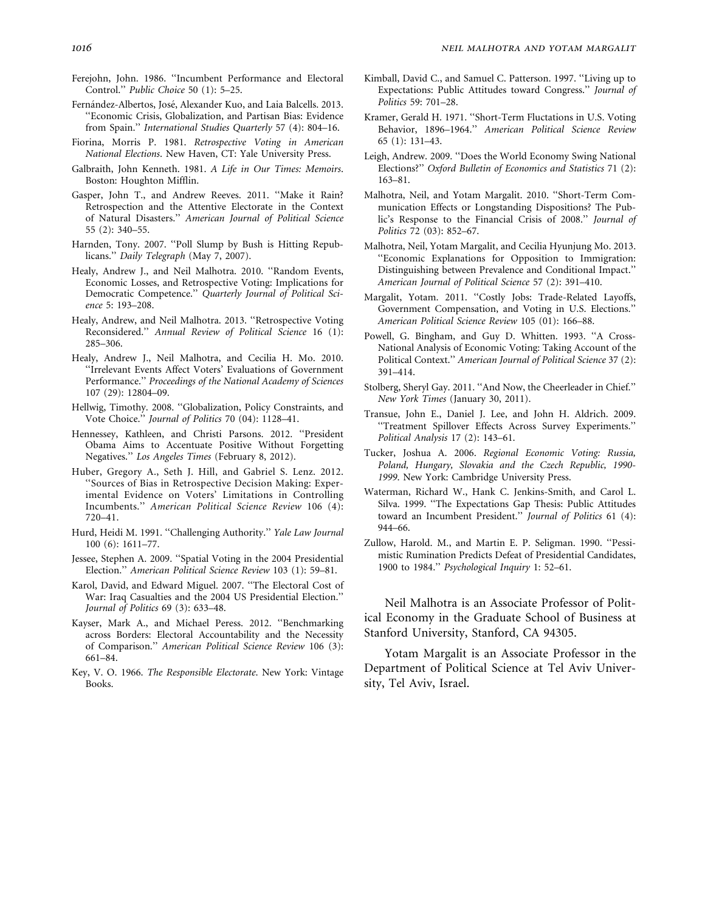Ferejohn, John. 1986. "Incumbent Performance and Electoral Control." *Public Choice* 50 (1): 5–25.

Fernández-Albertos, José, Alexander Kuo, and Laia Balcells. 2013. "Economic Crisis, Globalization, and Partisan Bias: Evidence from Spain." *International Studies Quarterly* 57 (4): 804–16.

Fiorina, Morris P. 1981. *Retrospective Voting in American National Elections*. New Haven, CT: Yale University Press.

Galbraith, John Kenneth. 1981. *A Life in Our Times: Memoirs*. Boston: Houghton Mifflin.

Gasper, John T., and Andrew Reeves. 2011. "Make it Rain? Retrospection and the Attentive Electorate in the Context of Natural Disasters." *American Journal of Political Science* 55 (2): 340–55.

Harnden, Tony. 2007. "Poll Slump by Bush is Hitting Republicans." *Daily Telegraph* (May 7, 2007).

Healy, Andrew J., and Neil Malhotra. 2010. "Random Events, Economic Losses, and Retrospective Voting: Implications for Democratic Competence." *Quarterly Journal of Political Science* 5: 193–208.

Healy, Andrew, and Neil Malhotra. 2013. "Retrospective Voting Reconsidered." *Annual Review of Political Science* 16 (1): 285–306.

Healy, Andrew J., Neil Malhotra, and Cecilia H. Mo. 2010. "Irrelevant Events Affect Voters' Evaluations of Government Performance." *Proceedings of the National Academy of Sciences* 107 (29): 12804–09.

Hellwig, Timothy. 2008. "Globalization, Policy Constraints, and Vote Choice." *Journal of Politics* 70 (04): 1128–41.

Hennessey, Kathleen, and Christi Parsons. 2012. "President Obama Aims to Accentuate Positive Without Forgetting Negatives." *Los Angeles Times* (February 8, 2012).

Huber, Gregory A., Seth J. Hill, and Gabriel S. Lenz. 2012. "Sources of Bias in Retrospective Decision Making: Experimental Evidence on Voters' Limitations in Controlling Incumbents." *American Political Science Review* 106 (4): 720–41.

Hurd, Heidi M. 1991. "Challenging Authority." *Yale Law Journal* 100 (6): 1611–77.

Jessee, Stephen A. 2009. "Spatial Voting in the 2004 Presidential Election." *American Political Science Review* 103 (1): 59–81.

Karol, David, and Edward Miguel. 2007. "The Electoral Cost of War: Iraq Casualties and the 2004 US Presidential Election." *Journal of Politics* 69 (3): 633–48.

Kayser, Mark A., and Michael Peress. 2012. "Benchmarking across Borders: Electoral Accountability and the Necessity of Comparison." *American Political Science Review* 106 (3): 661–84.

Key, V. O. 1966. *The Responsible Electorate*. New York: Vintage Books.

Kimball, David C., and Samuel C. Patterson. 1997. "Living up to Expectations: Public Attitudes toward Congress." *Journal of Politics* 59: 701–28.

Kramer, Gerald H. 1971. "Short-Term Fluctations in U.S. Voting Behavior, 1896–1964." *American Political Science Review* 65 (1): 131–43.

Leigh, Andrew. 2009. "Does the World Economy Swing National Elections?" *Oxford Bulletin of Economics and Statistics* 71 (2): 163–81.

Malhotra, Neil, and Yotam Margalit. 2010. "Short-Term Communication Effects or Longstanding Dispositions? The Public's Response to the Financial Crisis of 2008." *Journal of Politics* 72 (03): 852–67.

Malhotra, Neil, Yotam Margalit, and Cecilia Hyunjung Mo. 2013. "Economic Explanations for Opposition to Immigration: Distinguishing between Prevalence and Conditional Impact." *American Journal of Political Science* 57 (2): 391–410.

Margalit, Yotam. 2011. "Costly Jobs: Trade-Related Layoffs, Government Compensation, and Voting in U.S. Elections." *American Political Science Review* 105 (01): 166–88.

Powell, G. Bingham, and Guy D. Whitten. 1993. "A Cross-National Analysis of Economic Voting: Taking Account of the Political Context." *American Journal of Political Science* 37 (2): 391–414.

Stolberg, Sheryl Gay. 2011. "And Now, the Cheerleader in Chief." *New York Times* (January 30, 2011).

Transue, John E., Daniel J. Lee, and John H. Aldrich. 2009. "Treatment Spillover Effects Across Survey Experiments." *Political Analysis* 17 (2): 143–61.

Tucker, Joshua A. 2006. *Regional Economic Voting: Russia, Poland, Hungary, Slovakia and the Czech Republic, 1990-1999*. New York: Cambridge University Press.

Waterman, Richard W., Hank C. Jenkins-Smith, and Carol L. Silva. 1999. "The Expectations Gap Thesis: Public Attitudes toward an Incumbent President." *Journal of Politics* 61 (4): 944–66.

Zullow, Harold. M., and Martin E. P. Seligman. 1990. "Pessimistic Rumination Predicts Defeat of Presidential Candidates, 1900 to 1984." *Psychological Inquiry* 1: 52–61.

Neil Malhotra is an Associate Professor of Political Economy in the Graduate School of Business at Stanford University, Stanford, CA 94305.

Yotam Margalit is an Associate Professor in the Department of Political Science at Tel Aviv University, Tel Aviv, Israel.